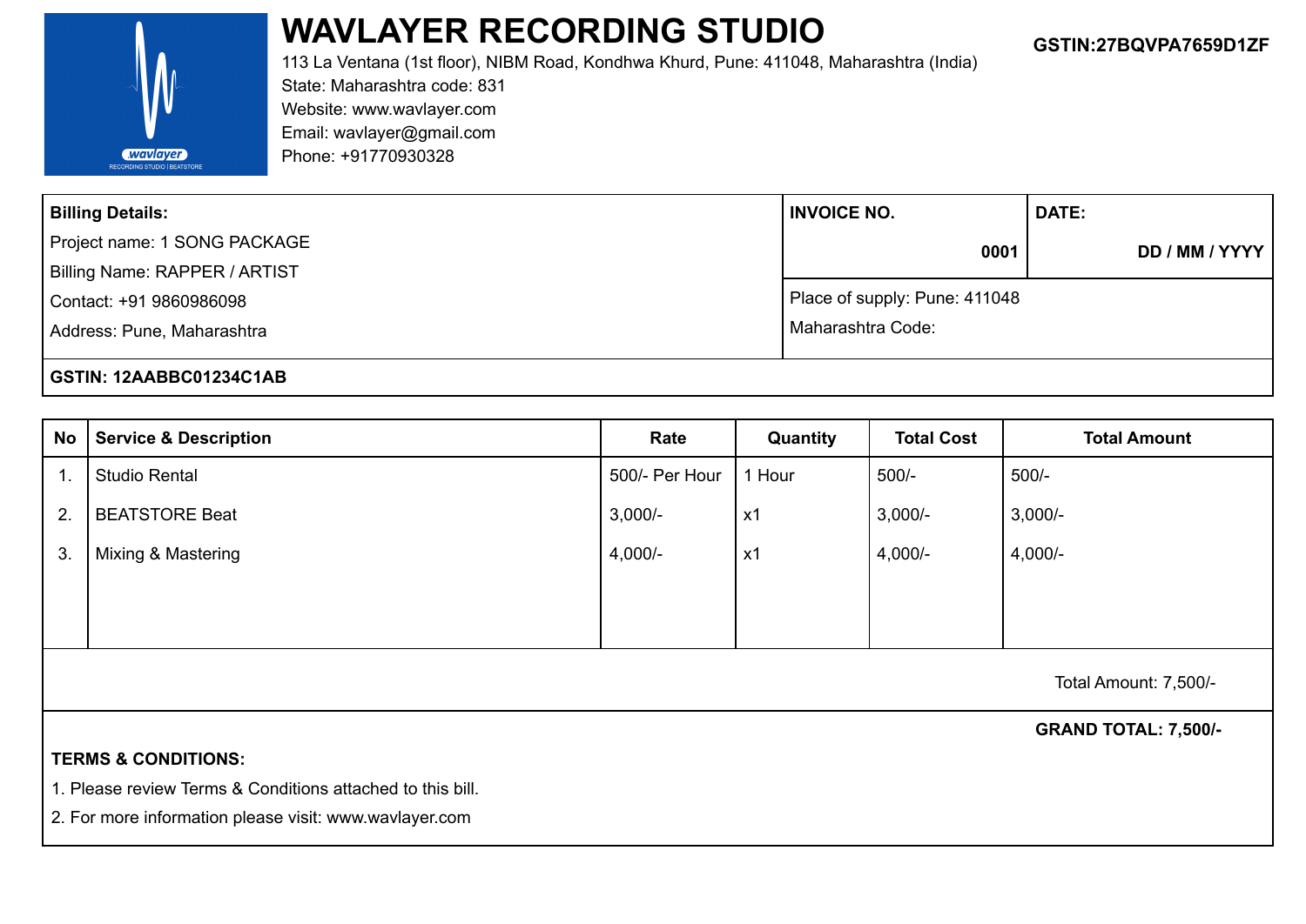# WAVLAYER RECORDING STUDIO

**GSTIN:27BQVPA7659D1ZF**

113 La Ventana (1st floor), NIBM Road, Kondhwa Khurd, Pune: 411048, Maharashtra (India)
State: Maharashtra code: 831
Website: www.wavlayer.com
Email: wavlayer@gmail.com
Phone: +91770930328

| **Billing Details:** | **INVOICE NO.** | **DATE:** |
|---|---|---|
| Project name: 1 SONG PACKAGE | **0001** | **DD / MM / YYYY** |
| Billing Name: RAPPER / ARTIST | Place of supply: Pune: 411048 | |
| Contact: +91 9860986098 | Maharashtra Code: | |
| Address: Pune, Maharashtra | | |
| **GSTIN: 12AABBC01234C1AB** | | |

| No | Service & Description | Rate | Quantity | Total Cost | Total Amount |
|---|---|---|---|---|---|
| 1. | Studio Rental | 500/- Per Hour | 1 Hour | 500/- | 500/- |
| 2. | BEATSTORE Beat | 3,000/- | x1 | 3,000/- | 3,000/- |
| 3. | Mixing & Mastering | 4,000/- | x1 | 4,000/- | 4,000/- |

Total Amount: 7,500/-

**GRAND TOTAL: 7,500/-**

**TERMS & CONDITIONS:**

1. Please review Terms & Conditions attached to this bill.
2. For more information please visit: www.wavlayer.com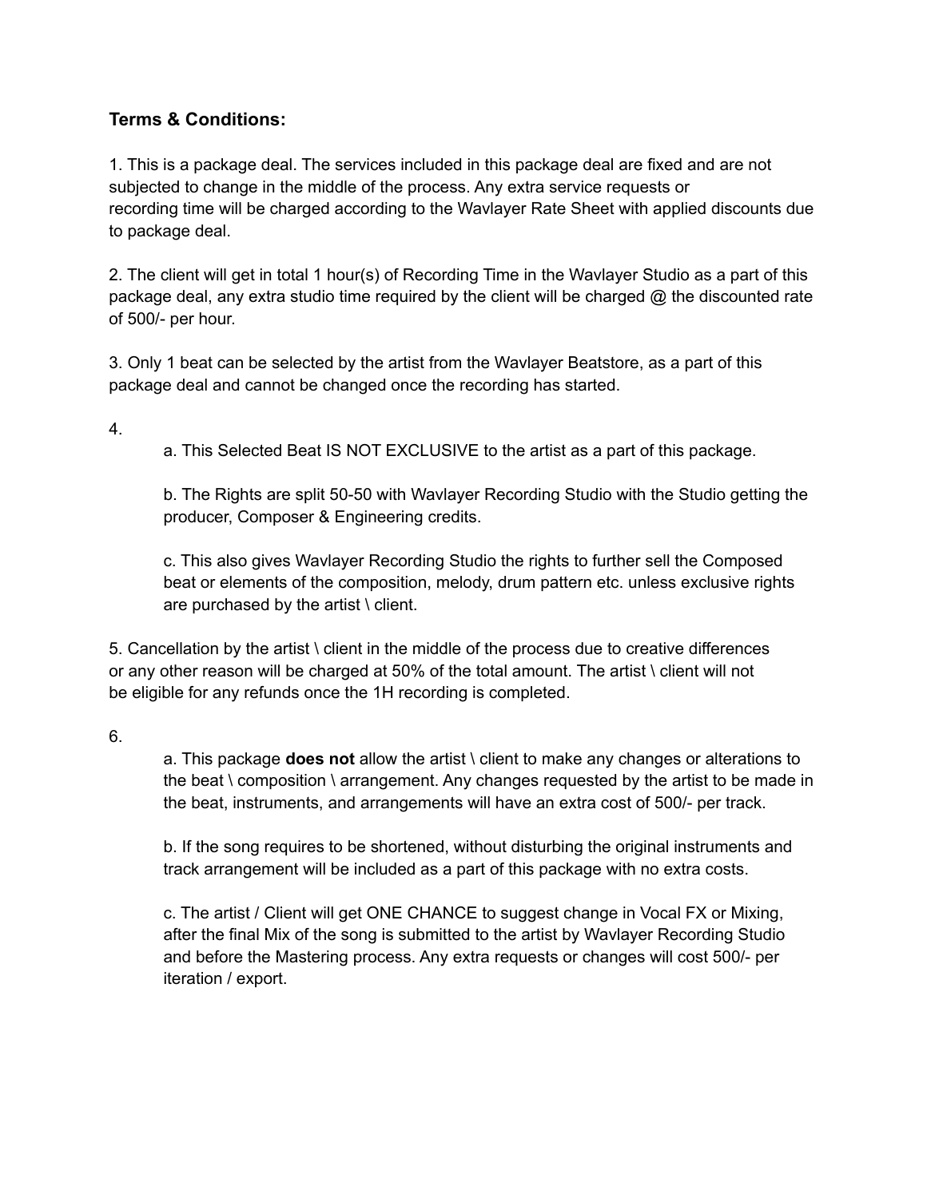**Terms & Conditions:**

1. This is a package deal. The services included in this package deal are fixed and are not subjected to change in the middle of the process. Any extra service requests or recording time will be charged according to the Wavlayer Rate Sheet with applied discounts due to package deal.

2. The client will get in total 1 hour(s) of Recording Time in the Wavlayer Studio as a part of this package deal, any extra studio time required by the client will be charged @ the discounted rate of 500/- per hour.

3. Only 1 beat can be selected by the artist from the Wavlayer Beatstore, as a part of this package deal and cannot be changed once the recording has started.

4.
    a. This Selected Beat IS NOT EXCLUSIVE to the artist as a part of this package.

    b. The Rights are split 50-50 with Wavlayer Recording Studio with the Studio getting the producer, Composer & Engineering credits.

    c. This also gives Wavlayer Recording Studio the rights to further sell the Composed beat or elements of the composition, melody, drum pattern etc. unless exclusive rights are purchased by the artist \ client.

5. Cancellation by the artist \ client in the middle of the process due to creative differences or any other reason will be charged at 50% of the total amount. The artist \ client will not be eligible for any refunds once the 1H recording is completed.

6.
    a. This package **does not** allow the artist \ client to make any changes or alterations to the beat \ composition \ arrangement. Any changes requested by the artist to be made in the beat, instruments, and arrangements will have an extra cost of 500/- per track.

    b. If the song requires to be shortened, without disturbing the original instruments and track arrangement will be included as a part of this package with no extra costs.

    c. The artist / Client will get ONE CHANCE to suggest change in Vocal FX or Mixing, after the final Mix of the song is submitted to the artist by Wavlayer Recording Studio and before the Mastering process. Any extra requests or changes will cost 500/- per iteration / export.